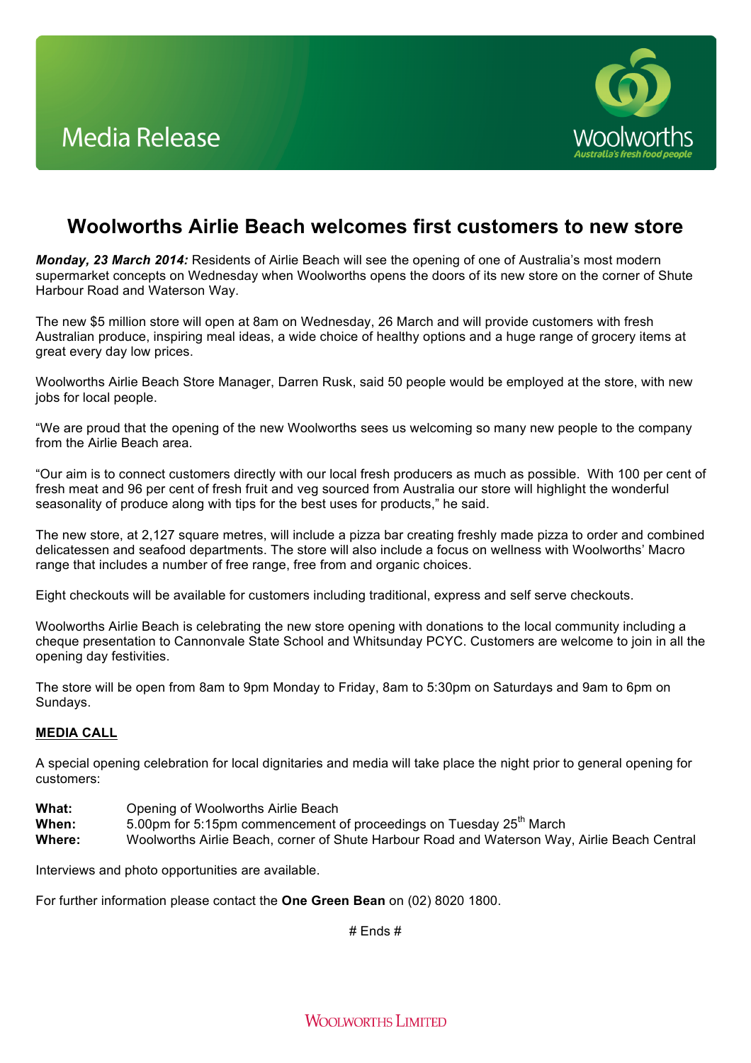Media Release

woolworths
Australia's fresh food people

# Woolworths Airlie Beach welcomes first customers to new store

***Monday, 23 March 2014:*** Residents of Airlie Beach will see the opening of one of Australia's most modern supermarket concepts on Wednesday when Woolworths opens the doors of its new store on the corner of Shute Harbour Road and Waterson Way.

The new $5 million store will open at 8am on Wednesday, 26 March and will provide customers with fresh Australian produce, inspiring meal ideas, a wide choice of healthy options and a huge range of grocery items at great every day low prices.

Woolworths Airlie Beach Store Manager, Darren Rusk, said 50 people would be employed at the store, with new jobs for local people.

"We are proud that the opening of the new Woolworths sees us welcoming so many new people to the company from the Airlie Beach area.

"Our aim is to connect customers directly with our local fresh producers as much as possible. With 100 per cent of fresh meat and 96 per cent of fresh fruit and veg sourced from Australia our store will highlight the wonderful seasonality of produce along with tips for the best uses for products," he said.

The new store, at 2,127 square metres, will include a pizza bar creating freshly made pizza to order and combined delicatessen and seafood departments. The store will also include a focus on wellness with Woolworths' Macro range that includes a number of free range, free from and organic choices.

Eight checkouts will be available for customers including traditional, express and self serve checkouts.

Woolworths Airlie Beach is celebrating the new store opening with donations to the local community including a cheque presentation to Cannonvale State School and Whitsunday PCYC. Customers are welcome to join in all the opening day festivities.

The store will be open from 8am to 9pm Monday to Friday, 8am to 5:30pm on Saturdays and 9am to 6pm on Sundays.

**MEDIA CALL**

A special opening celebration for local dignitaries and media will take place the night prior to general opening for customers:

**What:** Opening of Woolworths Airlie Beach
**When:** 5.00pm for 5:15pm commencement of proceedings on Tuesday 25th March
**Where:** Woolworths Airlie Beach, corner of Shute Harbour Road and Waterson Way, Airlie Beach Central

Interviews and photo opportunities are available.

For further information please contact the **One Green Bean** on (02) 8020 1800.

# Ends #

WOOLWORTHS LIMITED